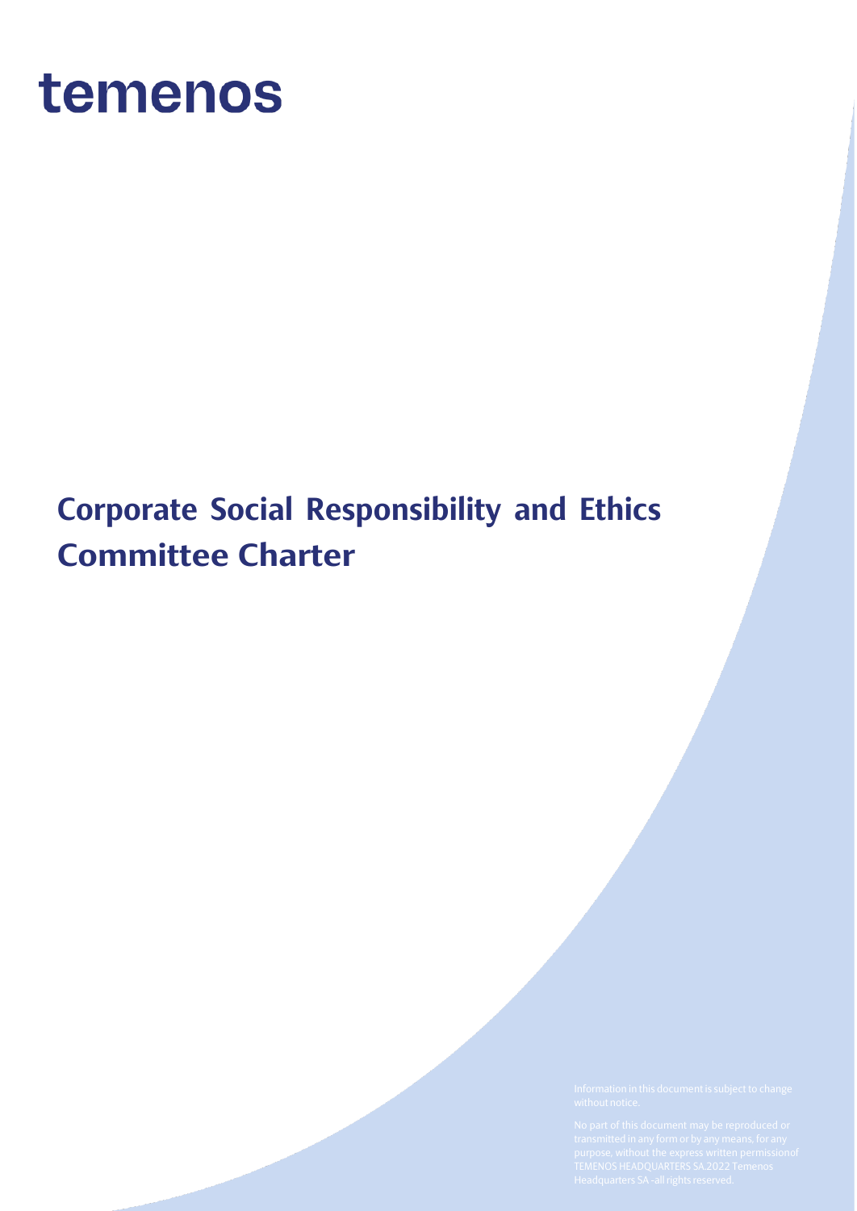temenos

# Corporate Social Responsibility and Ethics Committee Charter

Information in this document is subject to change without notice.

No part of this document may be reproduced or transmitted in any form or by any means, for any purpose, without the express written permissionof TEMENOS HEADQUARTERS SA.2022 Temenos Headquarters SA -all rights reserved.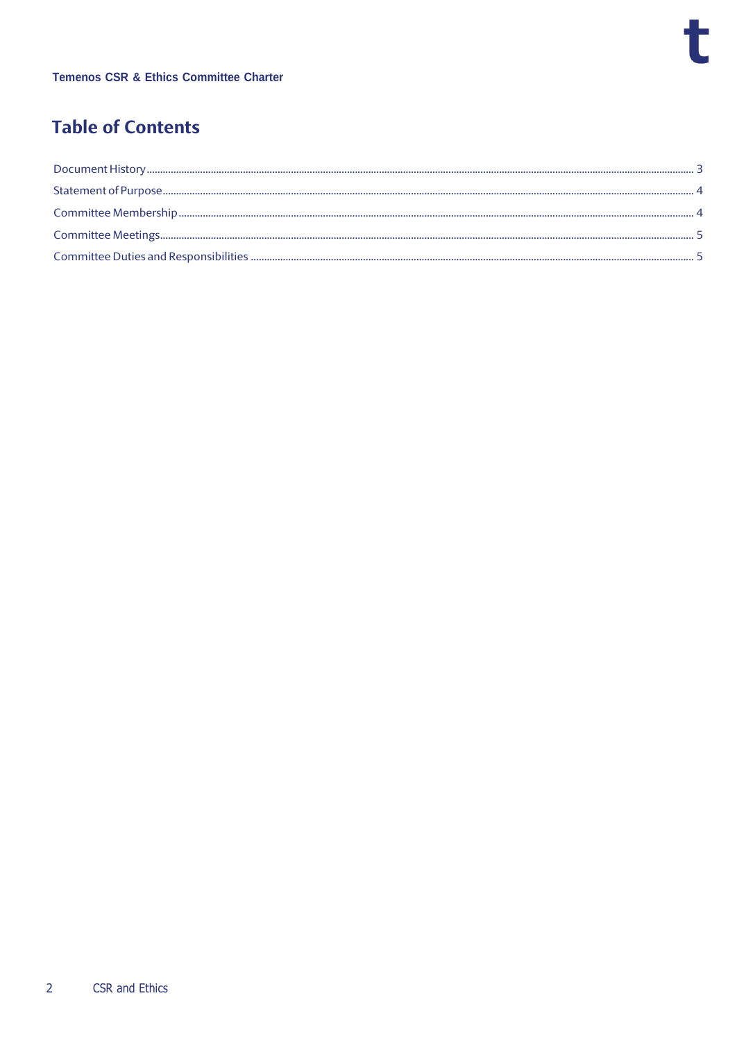# Table of Contents

Document History ........ 3
Statement of Purpose ........ 4
Committee Membership ........ 4
Committee Meetings ........ 5
Committee Duties and Responsibilities ........ 5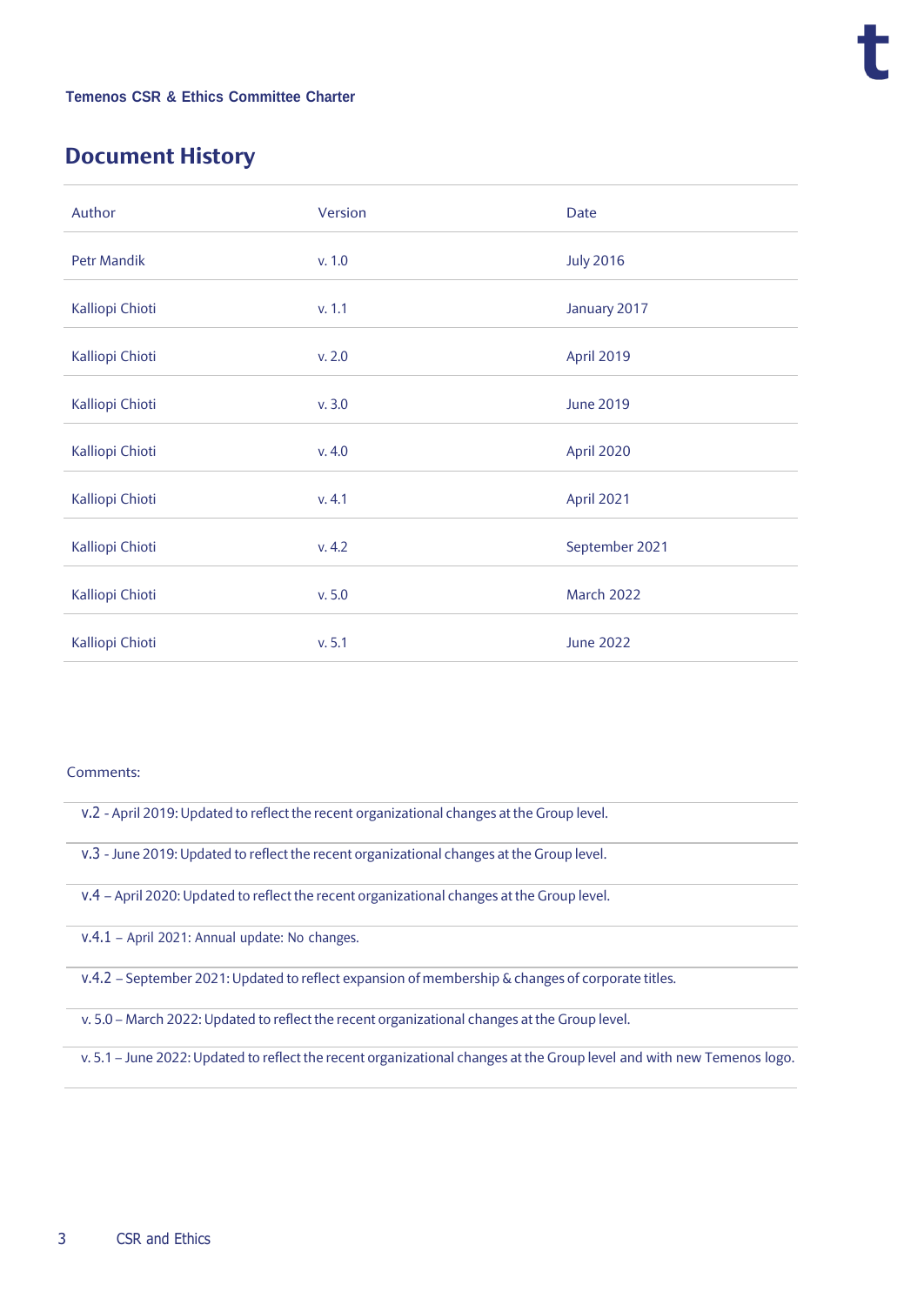## Document History

| Author | Version | Date |
|---|---|---|
| Petr Mandik | v. 1.0 | July 2016 |
| Kalliopi Chioti | v. 1.1 | January 2017 |
| Kalliopi Chioti | v. 2.0 | April 2019 |
| Kalliopi Chioti | v. 3.0 | June 2019 |
| Kalliopi Chioti | v. 4.0 | April 2020 |
| Kalliopi Chioti | v. 4.1 | April 2021 |
| Kalliopi Chioti | v. 4.2 | September 2021 |
| Kalliopi Chioti | v. 5.0 | March 2022 |
| Kalliopi Chioti | v. 5.1 | June 2022 |

Comments:

v.2 - April 2019: Updated to reflect the recent organizational changes at the Group level.

v.3 - June 2019: Updated to reflect the recent organizational changes at the Group level.

v.4 – April 2020: Updated to reflect the recent organizational changes at the Group level.

v.4.1 – April 2021: Annual update: No changes.

v.4.2 – September 2021: Updated to reflect expansion of membership & changes of corporate titles.

v. 5.0 – March 2022: Updated to reflect the recent organizational changes at the Group level.

v. 5.1 – June 2022: Updated to reflect the recent organizational changes at the Group level and with new Temenos logo.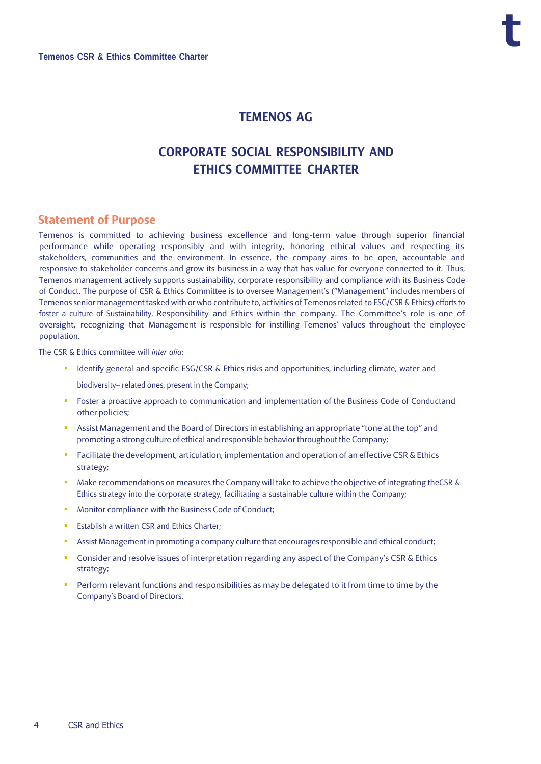# TEMENOS AG

# CORPORATE SOCIAL RESPONSIBILITY AND ETHICS COMMITTEE CHARTER

## Statement of Purpose

Temenos is committed to achieving business excellence and long-term value through superior financial performance while operating responsibly and with integrity, honoring ethical values and respecting its stakeholders, communities and the environment. In essence, the company aims to be open, accountable and responsive to stakeholder concerns and grow its business in a way that has value for everyone connected to it. Thus, Temenos management actively supports sustainability, corporate responsibility and compliance with its Business Code of Conduct. The purpose of CSR & Ethics Committee is to oversee Management's ("Management" includes members of Temenos senior management tasked with or who contribute to, activities of Temenos related to ESG/CSR & Ethics) efforts to foster a culture of Sustainability, Responsibility and Ethics within the company. The Committee's role is one of oversight, recognizing that Management is responsible for instilling Temenos' values throughout the employee population.

The CSR & Ethics committee will *inter alia*:

- Identify general and specific ESG/CSR & Ethics risks and opportunities, including climate, water and biodiversity– related ones, present in the Company;
- Foster a proactive approach to communication and implementation of the Business Code of Conductand other policies;
- Assist Management and the Board of Directors in establishing an appropriate "tone at the top" and promoting a strong culture of ethical and responsible behavior throughout the Company;
- Facilitate the development, articulation, implementation and operation of an effective CSR & Ethics strategy;
- Make recommendations on measures the Company will take to achieve the objective of integrating theCSR & Ethics strategy into the corporate strategy, facilitating a sustainable culture within the Company;
- Monitor compliance with the Business Code of Conduct;
- Establish a written CSR and Ethics Charter;
- Assist Management in promoting a company culture that encourages responsible and ethical conduct;
- Consider and resolve issues of interpretation regarding any aspect of the Company's CSR & Ethics strategy;
- Perform relevant functions and responsibilities as may be delegated to it from time to time by the Company's Board of Directors.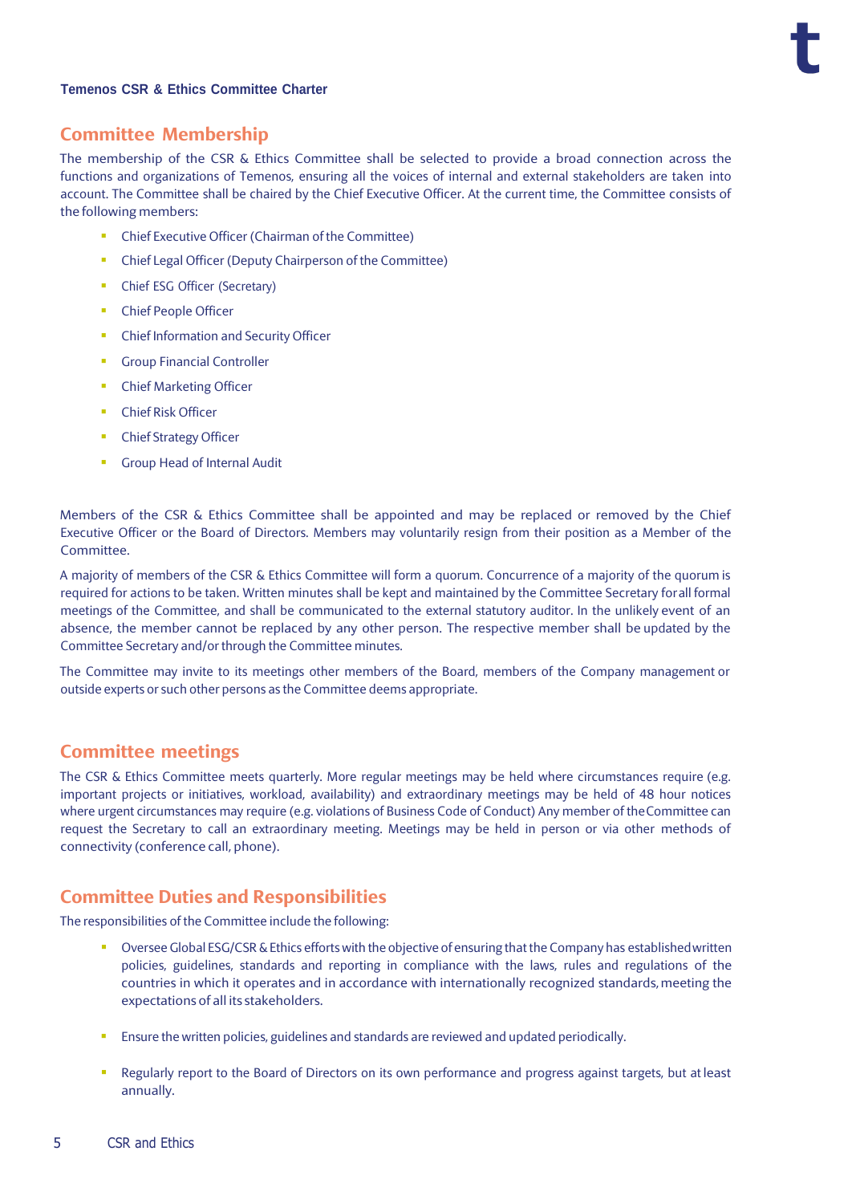## Committee Membership

The membership of the CSR & Ethics Committee shall be selected to provide a broad connection across the functions and organizations of Temenos, ensuring all the voices of internal and external stakeholders are taken into account. The Committee shall be chaired by the Chief Executive Officer. At the current time, the Committee consists of the following members:

- Chief Executive Officer (Chairman of the Committee)
- Chief Legal Officer (Deputy Chairperson of the Committee)
- Chief ESG Officer (Secretary)
- Chief People Officer
- Chief Information and Security Officer
- Group Financial Controller
- Chief Marketing Officer
- Chief Risk Officer
- Chief Strategy Officer
- Group Head of Internal Audit

Members of the CSR & Ethics Committee shall be appointed and may be replaced or removed by the Chief Executive Officer or the Board of Directors. Members may voluntarily resign from their position as a Member of the Committee.

A majority of members of the CSR & Ethics Committee will form a quorum. Concurrence of a majority of the quorum is required for actions to be taken. Written minutes shall be kept and maintained by the Committee Secretary for all formal meetings of the Committee, and shall be communicated to the external statutory auditor. In the unlikely event of an absence, the member cannot be replaced by any other person. The respective member shall be updated by the Committee Secretary and/or through the Committee minutes.

The Committee may invite to its meetings other members of the Board, members of the Company management or outside experts or such other persons as the Committee deems appropriate.

## Committee meetings

The CSR & Ethics Committee meets quarterly. More regular meetings may be held where circumstances require (e.g. important projects or initiatives, workload, availability) and extraordinary meetings may be held of 48 hour notices where urgent circumstances may require (e.g. violations of Business Code of Conduct) Any member of the Committee can request the Secretary to call an extraordinary meeting. Meetings may be held in person or via other methods of connectivity (conference call, phone).

## Committee Duties and Responsibilities

The responsibilities of the Committee include the following:

- Oversee Global ESG/CSR & Ethics efforts with the objective of ensuring that the Company has established written policies, guidelines, standards and reporting in compliance with the laws, rules and regulations of the countries in which it operates and in accordance with internationally recognized standards, meeting the expectations of all its stakeholders.
- Ensure the written policies, guidelines and standards are reviewed and updated periodically.
- Regularly report to the Board of Directors on its own performance and progress against targets, but at least annually.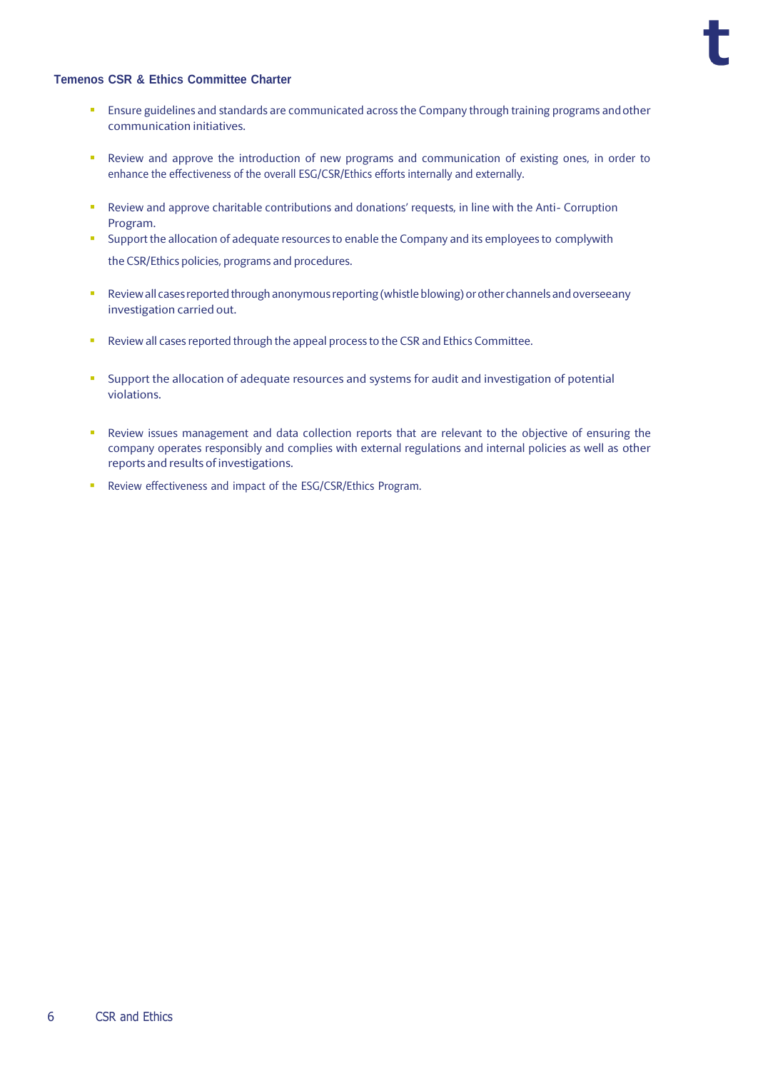- Ensure guidelines and standards are communicated across the Company through training programs and other communication initiatives.

- Review and approve the introduction of new programs and communication of existing ones, in order to enhance the effectiveness of the overall ESG/CSR/Ethics efforts internally and externally.

- Review and approve charitable contributions and donations' requests, in line with the Anti- Corruption Program.
- Support the allocation of adequate resources to enable the Company and its employees to complywith the CSR/Ethics policies, programs and procedures.

- Review all cases reported through anonymous reporting (whistle blowing) or other channels and overseeany investigation carried out.

- Review all cases reported through the appeal process to the CSR and Ethics Committee.

- Support the allocation of adequate resources and systems for audit and investigation of potential violations.

- Review issues management and data collection reports that are relevant to the objective of ensuring the company operates responsibly and complies with external regulations and internal policies as well as other reports and results of investigations.
- Review effectiveness and impact of the ESG/CSR/Ethics Program.